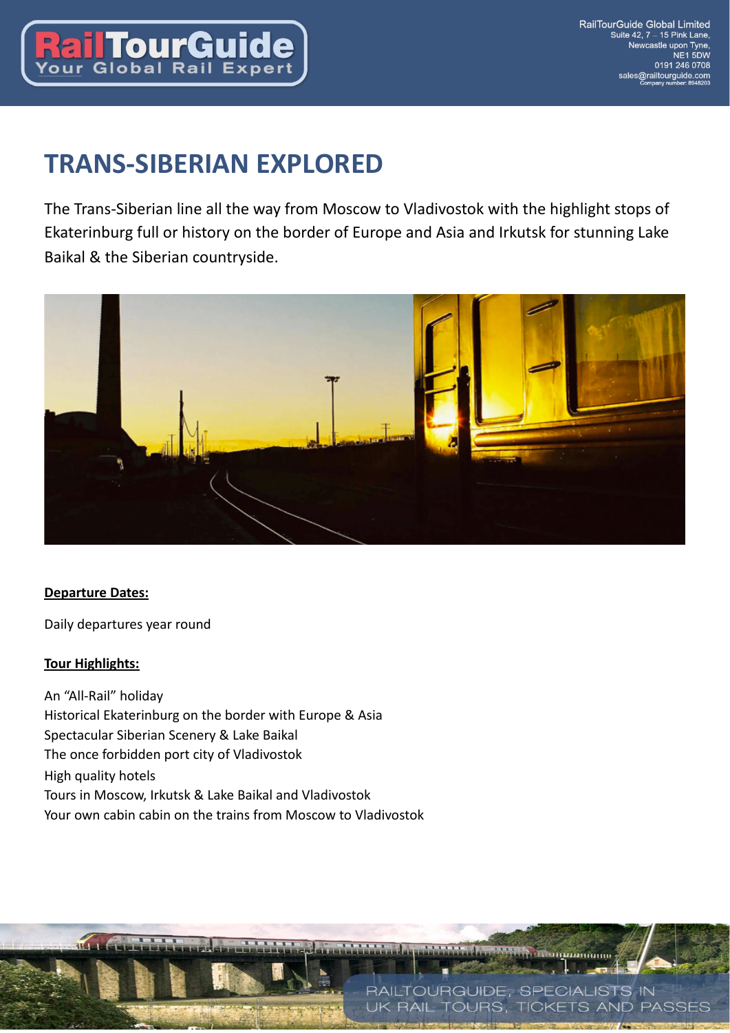RailTourGuide Global Limited
Suite 42, 7 – 15 Pink Lane,
Newcastle upon Tyne,
NE1 5DW
0191 246 0708
sales@railtourguide.com
Company number: 8948203

# TRANS-SIBERIAN EXPLORED

The Trans-Siberian line all the way from Moscow to Vladivostok with the highlight stops of Ekaterinburg full or history on the border of Europe and Asia and Irkutsk for stunning Lake Baikal & the Siberian countryside.

**Departure Dates:**

Daily departures year round

**Tour Highlights:**

An "All-Rail" holiday
Historical Ekaterinburg on the border with Europe & Asia
Spectacular Siberian Scenery & Lake Baikal
The once forbidden port city of Vladivostok
High quality hotels
Tours in Moscow, Irkutsk & Lake Baikal and Vladivostok
Your own cabin cabin on the trains from Moscow to Vladivostok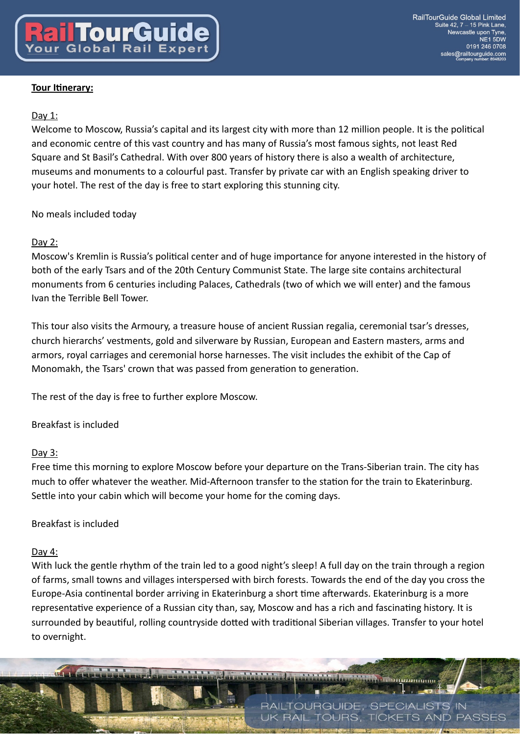**Tour Itinerary:**

Day 1:

Welcome to Moscow, Russia's capital and its largest city with more than 12 million people. It is the political and economic centre of this vast country and has many of Russia's most famous sights, not least Red Square and St Basil's Cathedral. With over 800 years of history there is also a wealth of architecture, museums and monuments to a colourful past. Transfer by private car with an English speaking driver to your hotel. The rest of the day is free to start exploring this stunning city.

No meals included today

Day 2:

Moscow's Kremlin is Russia's political center and of huge importance for anyone interested in the history of both of the early Tsars and of the 20th Century Communist State. The large site contains architectural monuments from 6 centuries including Palaces, Cathedrals (two of which we will enter) and the famous Ivan the Terrible Bell Tower.

This tour also visits the Armoury, a treasure house of ancient Russian regalia, ceremonial tsar's dresses, church hierarchs' vestments, gold and silverware by Russian, European and Eastern masters, arms and armors, royal carriages and ceremonial horse harnesses. The visit includes the exhibit of the Cap of Monomakh, the Tsars' crown that was passed from generation to generation.

The rest of the day is free to further explore Moscow.

Breakfast is included

Day 3:

Free time this morning to explore Moscow before your departure on the Trans-Siberian train. The city has much to offer whatever the weather. Mid-Afternoon transfer to the station for the train to Ekaterinburg. Settle into your cabin which will become your home for the coming days.

Breakfast is included

Day 4:

With luck the gentle rhythm of the train led to a good night's sleep! A full day on the train through a region of farms, small towns and villages interspersed with birch forests. Towards the end of the day you cross the Europe-Asia continental border arriving in Ekaterinburg a short time afterwards. Ekaterinburg is a more representative experience of a Russian city than, say, Moscow and has a rich and fascinating history. It is surrounded by beautiful, rolling countryside dotted with traditional Siberian villages. Transfer to your hotel to overnight.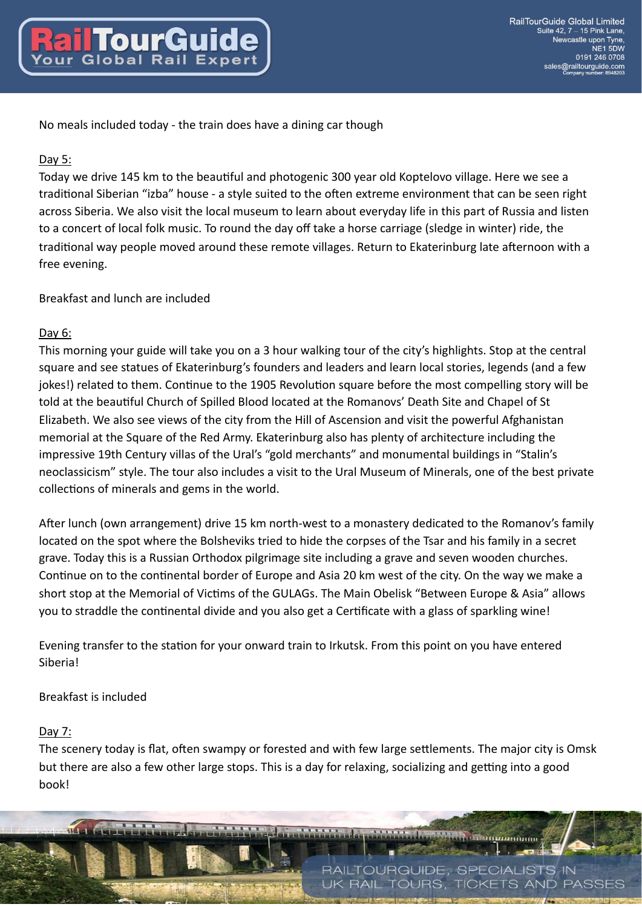No meals included today - the train does have a dining car though

Day 5:

Today we drive 145 km to the beautiful and photogenic 300 year old Koptelovo village. Here we see a traditional Siberian “izba” house - a style suited to the often extreme environment that can be seen right across Siberia. We also visit the local museum to learn about everyday life in this part of Russia and listen to a concert of local folk music. To round the day off take a horse carriage (sledge in winter) ride, the traditional way people moved around these remote villages. Return to Ekaterinburg late afternoon with a free evening.

Breakfast and lunch are included

Day 6:

This morning your guide will take you on a 3 hour walking tour of the city’s highlights. Stop at the central square and see statues of Ekaterinburg’s founders and leaders and learn local stories, legends (and a few jokes!) related to them. Continue to the 1905 Revolution square before the most compelling story will be told at the beautiful Church of Spilled Blood located at the Romanovs’ Death Site and Chapel of St Elizabeth. We also see views of the city from the Hill of Ascension and visit the powerful Afghanistan memorial at the Square of the Red Army. Ekaterinburg also has plenty of architecture including the impressive 19th Century villas of the Ural’s “gold merchants” and monumental buildings in “Stalin’s neoclassicism” style. The tour also includes a visit to the Ural Museum of Minerals, one of the best private collections of minerals and gems in the world.

After lunch (own arrangement) drive 15 km north-west to a monastery dedicated to the Romanov’s family located on the spot where the Bolsheviks tried to hide the corpses of the Tsar and his family in a secret grave. Today this is a Russian Orthodox pilgrimage site including a grave and seven wooden churches. Continue on to the continental border of Europe and Asia 20 km west of the city. On the way we make a short stop at the Memorial of Victims of the GULAGs. The Main Obelisk “Between Europe & Asia” allows you to straddle the continental divide and you also get a Certificate with a glass of sparkling wine!

Evening transfer to the station for your onward train to Irkutsk. From this point on you have entered Siberia!

Breakfast is included

Day 7:

The scenery today is flat, often swampy or forested and with few large settlements. The major city is Omsk but there are also a few other large stops. This is a day for relaxing, socializing and getting into a good book!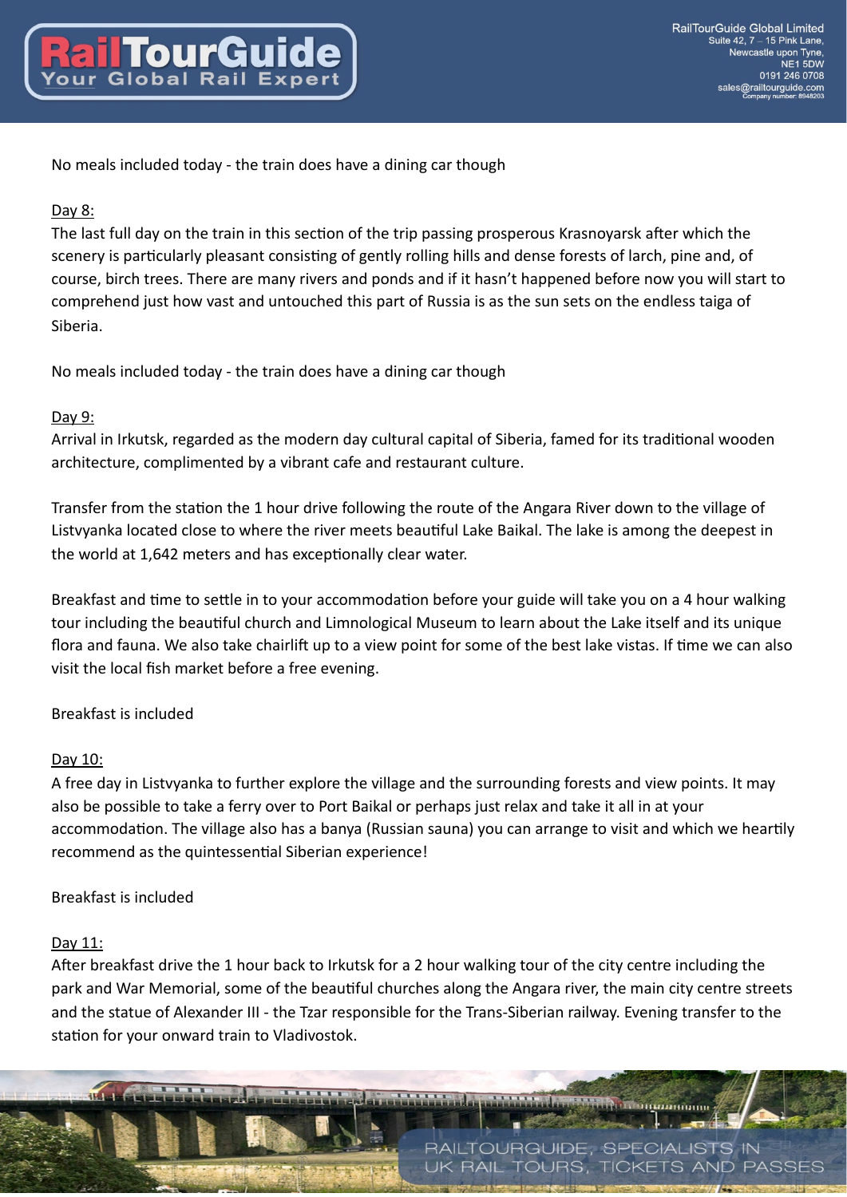No meals included today - the train does have a dining car though

Day 8:

The last full day on the train in this section of the trip passing prosperous Krasnoyarsk after which the scenery is particularly pleasant consisting of gently rolling hills and dense forests of larch, pine and, of course, birch trees. There are many rivers and ponds and if it hasn't happened before now you will start to comprehend just how vast and untouched this part of Russia is as the sun sets on the endless taiga of Siberia.

No meals included today - the train does have a dining car though

Day 9:

Arrival in Irkutsk, regarded as the modern day cultural capital of Siberia, famed for its traditional wooden architecture, complimented by a vibrant cafe and restaurant culture.

Transfer from the station the 1 hour drive following the route of the Angara River down to the village of Listvyanka located close to where the river meets beautiful Lake Baikal. The lake is among the deepest in the world at 1,642 meters and has exceptionally clear water.

Breakfast and time to settle in to your accommodation before your guide will take you on a 4 hour walking tour including the beautiful church and Limnological Museum to learn about the Lake itself and its unique flora and fauna. We also take chairlift up to a view point for some of the best lake vistas. If time we can also visit the local fish market before a free evening.

Breakfast is included

Day 10:

A free day in Listvyanka to further explore the village and the surrounding forests and view points. It may also be possible to take a ferry over to Port Baikal or perhaps just relax and take it all in at your accommodation. The village also has a banya (Russian sauna) you can arrange to visit and which we heartily recommend as the quintessential Siberian experience!

Breakfast is included

Day 11:

After breakfast drive the 1 hour back to Irkutsk for a 2 hour walking tour of the city centre including the park and War Memorial, some of the beautiful churches along the Angara river, the main city centre streets and the statue of Alexander III - the Tzar responsible for the Trans-Siberian railway. Evening transfer to the station for your onward train to Vladivostok.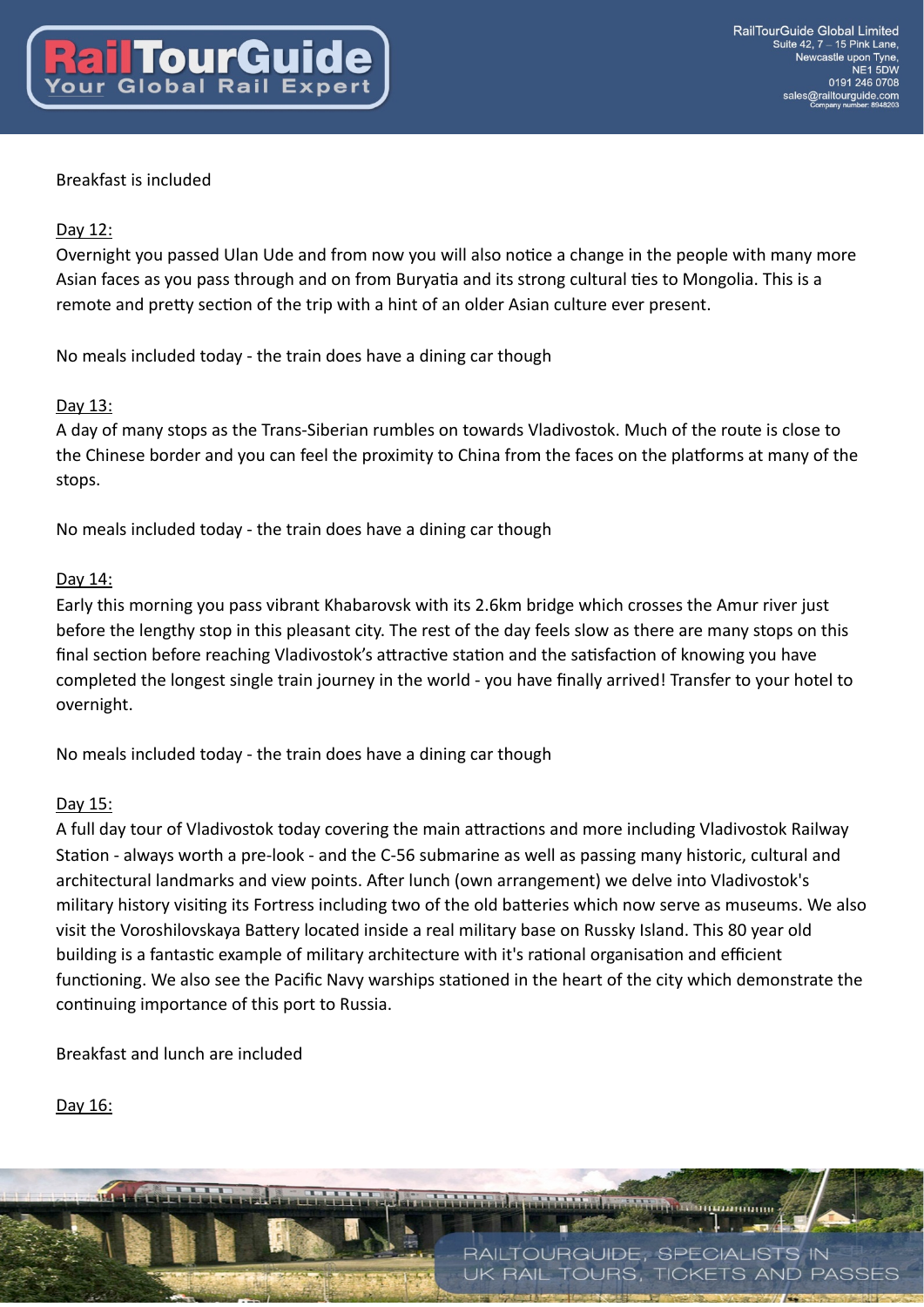Breakfast is included

Day 12:

Overnight you passed Ulan Ude and from now you will also notice a change in the people with many more Asian faces as you pass through and on from Buryatia and its strong cultural ties to Mongolia. This is a remote and pretty section of the trip with a hint of an older Asian culture ever present.

No meals included today - the train does have a dining car though

Day 13:

A day of many stops as the Trans-Siberian rumbles on towards Vladivostok. Much of the route is close to the Chinese border and you can feel the proximity to China from the faces on the platforms at many of the stops.

No meals included today - the train does have a dining car though

Day 14:

Early this morning you pass vibrant Khabarovsk with its 2.6km bridge which crosses the Amur river just before the lengthy stop in this pleasant city. The rest of the day feels slow as there are many stops on this final section before reaching Vladivostok's attractive station and the satisfaction of knowing you have completed the longest single train journey in the world - you have finally arrived! Transfer to your hotel to overnight.

No meals included today - the train does have a dining car though

Day 15:

A full day tour of Vladivostok today covering the main attractions and more including Vladivostok Railway Station - always worth a pre-look - and the C-56 submarine as well as passing many historic, cultural and architectural landmarks and view points. After lunch (own arrangement) we delve into Vladivostok's military history visiting its Fortress including two of the old batteries which now serve as museums. We also visit the Voroshilovskaya Battery located inside a real military base on Russky Island. This 80 year old building is a fantastic example of military architecture with it's rational organisation and efficient functioning. We also see the Pacific Navy warships stationed in the heart of the city which demonstrate the continuing importance of this port to Russia.

Breakfast and lunch are included

Day 16: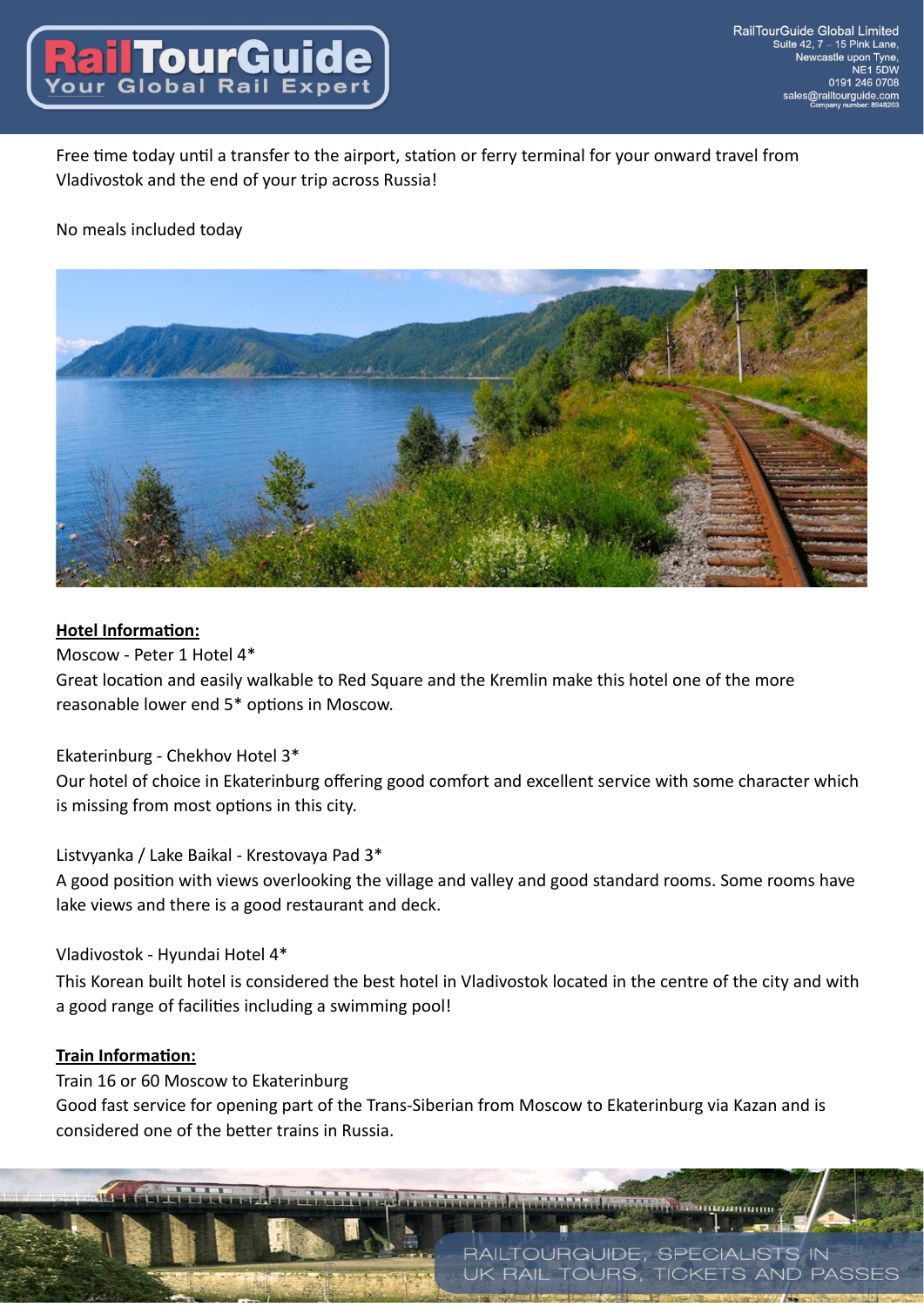Free time today until a transfer to the airport, station or ferry terminal for your onward travel from Vladivostok and the end of your trip across Russia!

No meals included today

**Hotel Information:**

Moscow - Peter 1 Hotel 4*
Great location and easily walkable to Red Square and the Kremlin make this hotel one of the more reasonable lower end 5* options in Moscow.

Ekaterinburg - Chekhov Hotel 3*
Our hotel of choice in Ekaterinburg offering good comfort and excellent service with some character which is missing from most options in this city.

Listvyanka / Lake Baikal - Krestovaya Pad 3*
A good position with views overlooking the village and valley and good standard rooms. Some rooms have lake views and there is a good restaurant and deck.

Vladivostok - Hyundai Hotel 4*
This Korean built hotel is considered the best hotel in Vladivostok located in the centre of the city and with a good range of facilities including a swimming pool!

**Train Information:**

Train 16 or 60 Moscow to Ekaterinburg
Good fast service for opening part of the Trans-Siberian from Moscow to Ekaterinburg via Kazan and is considered one of the better trains in Russia.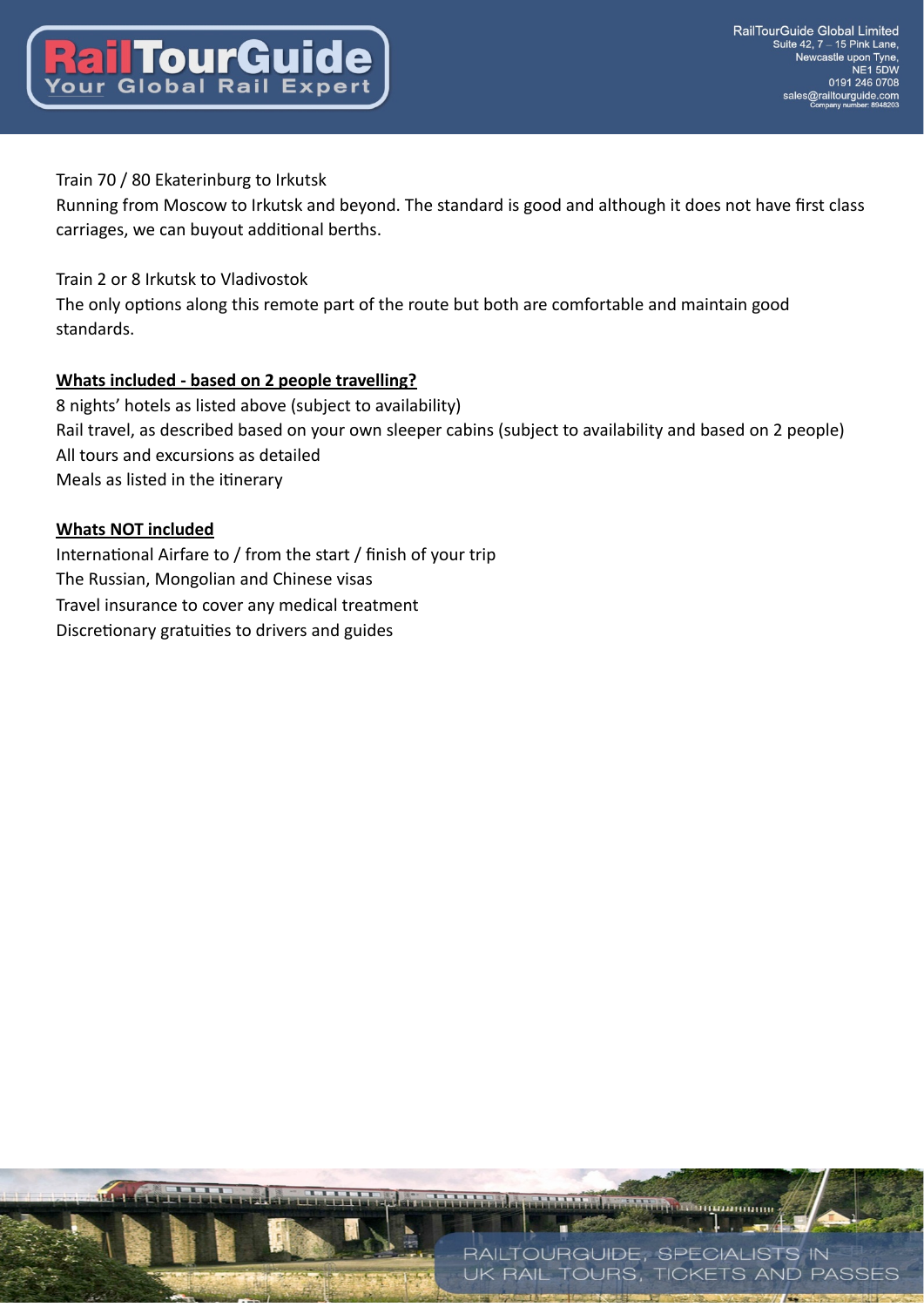Train 70 / 80 Ekaterinburg to Irkutsk
Running from Moscow to Irkutsk and beyond. The standard is good and although it does not have first class carriages, we can buyout additional berths.

Train 2 or 8 Irkutsk to Vladivostok
The only options along this remote part of the route but both are comfortable and maintain good standards.

**Whats included - based on 2 people travelling?**

8 nights' hotels as listed above (subject to availability)
Rail travel, as described based on your own sleeper cabins (subject to availability and based on 2 people)
All tours and excursions as detailed
Meals as listed in the itinerary

**Whats NOT included**

International Airfare to / from the start / finish of your trip
The Russian, Mongolian and Chinese visas
Travel insurance to cover any medical treatment
Discretionary gratuities to drivers and guides